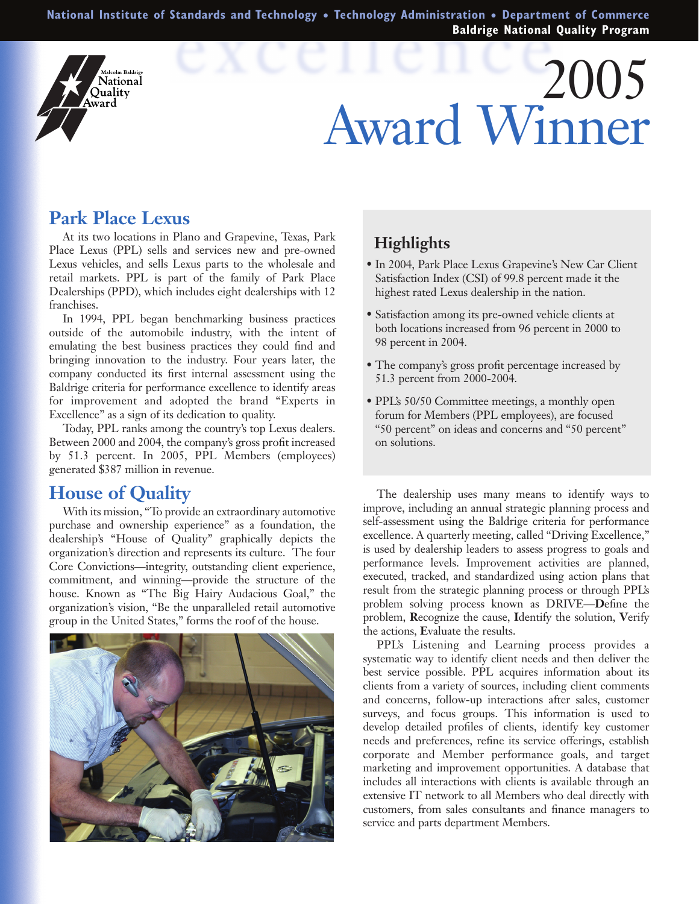# 2005 Award Winner

## Park Place Lexus

At its two locations in Plano and Grapevine, Texas, Park Place Lexus (PPL) sells and services new and pre-owned Lexus vehicles, and sells Lexus parts to the wholesale and retail markets. PPL is part of the family of Park Place Dealerships (PPD), which includes eight dealerships with 12 franchises.

In 1994, PPL began benchmarking business practices outside of the automobile industry, with the intent of emulating the best business practices they could find and bringing innovation to the industry. Four years later, the company conducted its first internal assessment using the Baldrige criteria for performance excellence to identify areas for improvement and adopted the brand "Experts in Excellence" as a sign of its dedication to quality.

Today, PPL ranks among the country's top Lexus dealers. Between 2000 and 2004, the company's gross profit increased by 51.3 percent. In 2005, PPL Members (employees) generated $387 million in revenue.

## House of Quality

With its mission, "To provide an extraordinary automotive purchase and ownership experience" as a foundation, the dealership's "House of Quality" graphically depicts the organization's direction and represents its culture. The four Core Convictions—integrity, outstanding client experience, commitment, and winning—provide the structure of the house. Known as "The Big Hairy Audacious Goal," the organization's vision, "Be the unparalleled retail automotive group in the United States," forms the roof of the house.

### Highlights

- In 2004, Park Place Lexus Grapevine's New Car Client Satisfaction Index (CSI) of 99.8 percent made it the highest rated Lexus dealership in the nation.
- Satisfaction among its pre-owned vehicle clients at both locations increased from 96 percent in 2000 to 98 percent in 2004.
- The company's gross profit percentage increased by 51.3 percent from 2000-2004.
- PPL's 50/50 Committee meetings, a monthly open forum for Members (PPL employees), are focused "50 percent" on ideas and concerns and "50 percent" on solutions.

The dealership uses many means to identify ways to improve, including an annual strategic planning process and self-assessment using the Baldrige criteria for performance excellence. A quarterly meeting, called "Driving Excellence," is used by dealership leaders to assess progress to goals and performance levels. Improvement activities are planned, executed, tracked, and standardized using action plans that result from the strategic planning process or through PPL's problem solving process known as DRIVE—**D**efine the problem, **R**ecognize the cause, **I**dentify the solution, **V**erify the actions, **E**valuate the results.

PPL's Listening and Learning process provides a systematic way to identify client needs and then deliver the best service possible. PPL acquires information about its clients from a variety of sources, including client comments and concerns, follow-up interactions after sales, customer surveys, and focus groups. This information is used to develop detailed profiles of clients, identify key customer needs and preferences, refine its service offerings, establish corporate and Member performance goals, and target marketing and improvement opportunities. A database that includes all interactions with clients is available through an extensive IT network to all Members who deal directly with customers, from sales consultants and finance managers to service and parts department Members.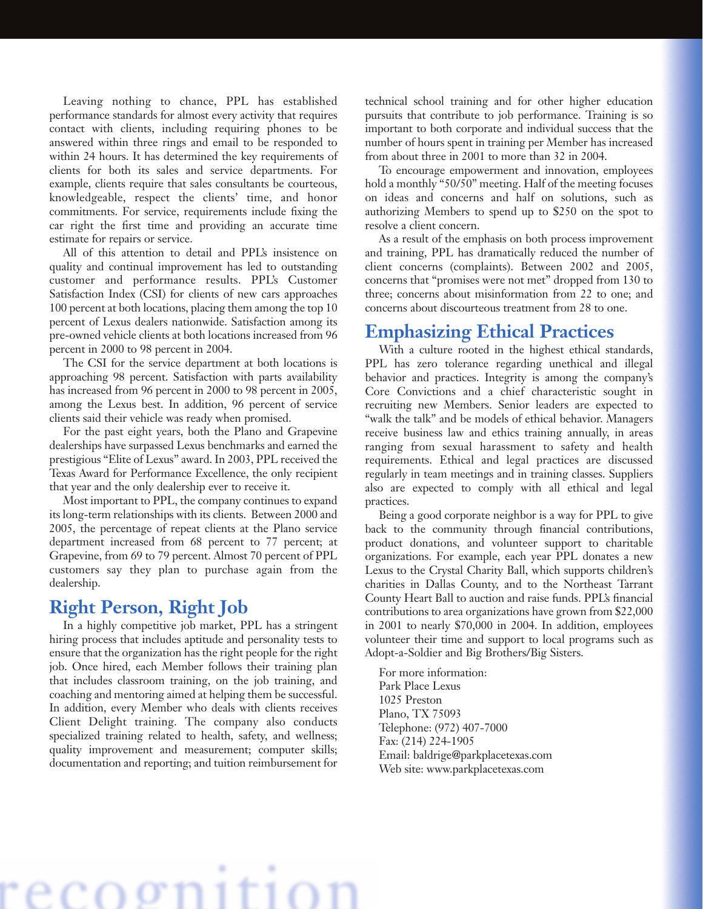Leaving nothing to chance, PPL has established performance standards for almost every activity that requires contact with clients, including requiring phones to be answered within three rings and email to be responded to within 24 hours. It has determined the key requirements of clients for both its sales and service departments. For example, clients require that sales consultants be courteous, knowledgeable, respect the clients' time, and honor commitments. For service, requirements include fixing the car right the first time and providing an accurate time estimate for repairs or service.

All of this attention to detail and PPL's insistence on quality and continual improvement has led to outstanding customer and performance results. PPL's Customer Satisfaction Index (CSI) for clients of new cars approaches 100 percent at both locations, placing them among the top 10 percent of Lexus dealers nationwide. Satisfaction among its pre-owned vehicle clients at both locations increased from 96 percent in 2000 to 98 percent in 2004.

The CSI for the service department at both locations is approaching 98 percent. Satisfaction with parts availability has increased from 96 percent in 2000 to 98 percent in 2005, among the Lexus best. In addition, 96 percent of service clients said their vehicle was ready when promised.

For the past eight years, both the Plano and Grapevine dealerships have surpassed Lexus benchmarks and earned the prestigious "Elite of Lexus" award. In 2003, PPL received the Texas Award for Performance Excellence, the only recipient that year and the only dealership ever to receive it.

Most important to PPL, the company continues to expand its long-term relationships with its clients. Between 2000 and 2005, the percentage of repeat clients at the Plano service department increased from 68 percent to 77 percent; at Grapevine, from 69 to 79 percent. Almost 70 percent of PPL customers say they plan to purchase again from the dealership.

## Right Person, Right Job

In a highly competitive job market, PPL has a stringent hiring process that includes aptitude and personality tests to ensure that the organization has the right people for the right job. Once hired, each Member follows their training plan that includes classroom training, on the job training, and coaching and mentoring aimed at helping them be successful. In addition, every Member who deals with clients receives Client Delight training. The company also conducts specialized training related to health, safety, and wellness; quality improvement and measurement; computer skills; documentation and reporting; and tuition reimbursement for technical school training and for other higher education pursuits that contribute to job performance. Training is so important to both corporate and individual success that the number of hours spent in training per Member has increased from about three in 2001 to more than 32 in 2004.

To encourage empowerment and innovation, employees hold a monthly "50/50" meeting. Half of the meeting focuses on ideas and concerns and half on solutions, such as authorizing Members to spend up to $250 on the spot to resolve a client concern.

As a result of the emphasis on both process improvement and training, PPL has dramatically reduced the number of client concerns (complaints). Between 2002 and 2005, concerns that "promises were not met" dropped from 130 to three; concerns about misinformation from 22 to one; and concerns about discourteous treatment from 28 to one.

## Emphasizing Ethical Practices

With a culture rooted in the highest ethical standards, PPL has zero tolerance regarding unethical and illegal behavior and practices. Integrity is among the company's Core Convictions and a chief characteristic sought in recruiting new Members. Senior leaders are expected to "walk the talk" and be models of ethical behavior. Managers receive business law and ethics training annually, in areas ranging from sexual harassment to safety and health requirements. Ethical and legal practices are discussed regularly in team meetings and in training classes. Suppliers also are expected to comply with all ethical and legal practices.

Being a good corporate neighbor is a way for PPL to give back to the community through financial contributions, product donations, and volunteer support to charitable organizations. For example, each year PPL donates a new Lexus to the Crystal Charity Ball, which supports children's charities in Dallas County, and to the Northeast Tarrant County Heart Ball to auction and raise funds. PPL's financial contributions to area organizations have grown from $22,000 in 2001 to nearly $70,000 in 2004. In addition, employees volunteer their time and support to local programs such as Adopt-a-Soldier and Big Brothers/Big Sisters.

For more information:
Park Place Lexus
1025 Preston
Plano, TX 75093
Telephone: (972) 407-7000
Fax: (214) 224-1905
Email: baldrige@parkplacetexas.com
Web site: www.parkplacetexas.com